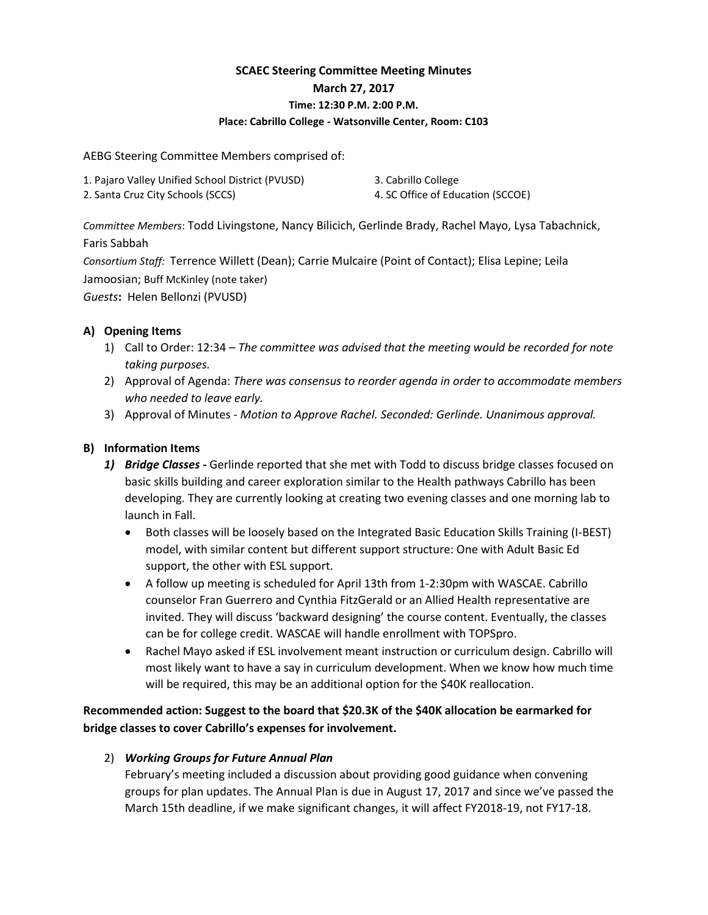**SCAEC Steering Committee Meeting Minutes**
**March 27, 2017**
**Time: 12:30 P.M. 2:00 P.M.**
**Place: Cabrillo College - Watsonville Center, Room: C103**

AEBG Steering Committee Members comprised of:

1. Pajaro Valley Unified School District (PVUSD)
2. Santa Cruz City Schools (SCCS)
3. Cabrillo College
4. SC Office of Education (SCCOE)

*Committee Members*: Todd Livingstone, Nancy Bilicich, Gerlinde Brady, Rachel Mayo, Lysa Tabachnick, Faris Sabbah
*Consortium Staff:* Terrence Willett (Dean); Carrie Mulcaire (Point of Contact); Elisa Lepine; Leila Jamoosian; Buff McKinley (note taker)
*Guests***:** Helen Bellonzi (PVUSD)

## A) Opening Items

1) Call to Order: 12:34 – *The committee was advised that the meeting would be recorded for note taking purposes.*
2) Approval of Agenda: *There was consensus to reorder agenda in order to accommodate members who needed to leave early.*
3) Approval of Minutes - *Motion to Approve Rachel. Seconded: Gerlinde. Unanimous approval.*

## B) Information Items

1) ***Bridge Classes -*** Gerlinde reported that she met with Todd to discuss bridge classes focused on basic skills building and career exploration similar to the Health pathways Cabrillo has been developing. They are currently looking at creating two evening classes and one morning lab to launch in Fall.
   - Both classes will be loosely based on the Integrated Basic Education Skills Training (I-BEST) model, with similar content but different support structure: One with Adult Basic Ed support, the other with ESL support.
   - A follow up meeting is scheduled for April 13th from 1-2:30pm with WASCAE. Cabrillo counselor Fran Guerrero and Cynthia FitzGerald or an Allied Health representative are invited. They will discuss 'backward designing' the course content. Eventually, the classes can be for college credit. WASCAE will handle enrollment with TOPSpro.
   - Rachel Mayo asked if ESL involvement meant instruction or curriculum design. Cabrillo will most likely want to have a say in curriculum development. When we know how much time will be required, this may be an additional option for the $40K reallocation.

**Recommended action: Suggest to the board that $20.3K of the $40K allocation be earmarked for bridge classes to cover Cabrillo's expenses for involvement.**

2) ***Working Groups for Future Annual Plan***
February's meeting included a discussion about providing good guidance when convening groups for plan updates. The Annual Plan is due in August 17, 2017 and since we've passed the March 15th deadline, if we make significant changes, it will affect FY2018-19, not FY17-18.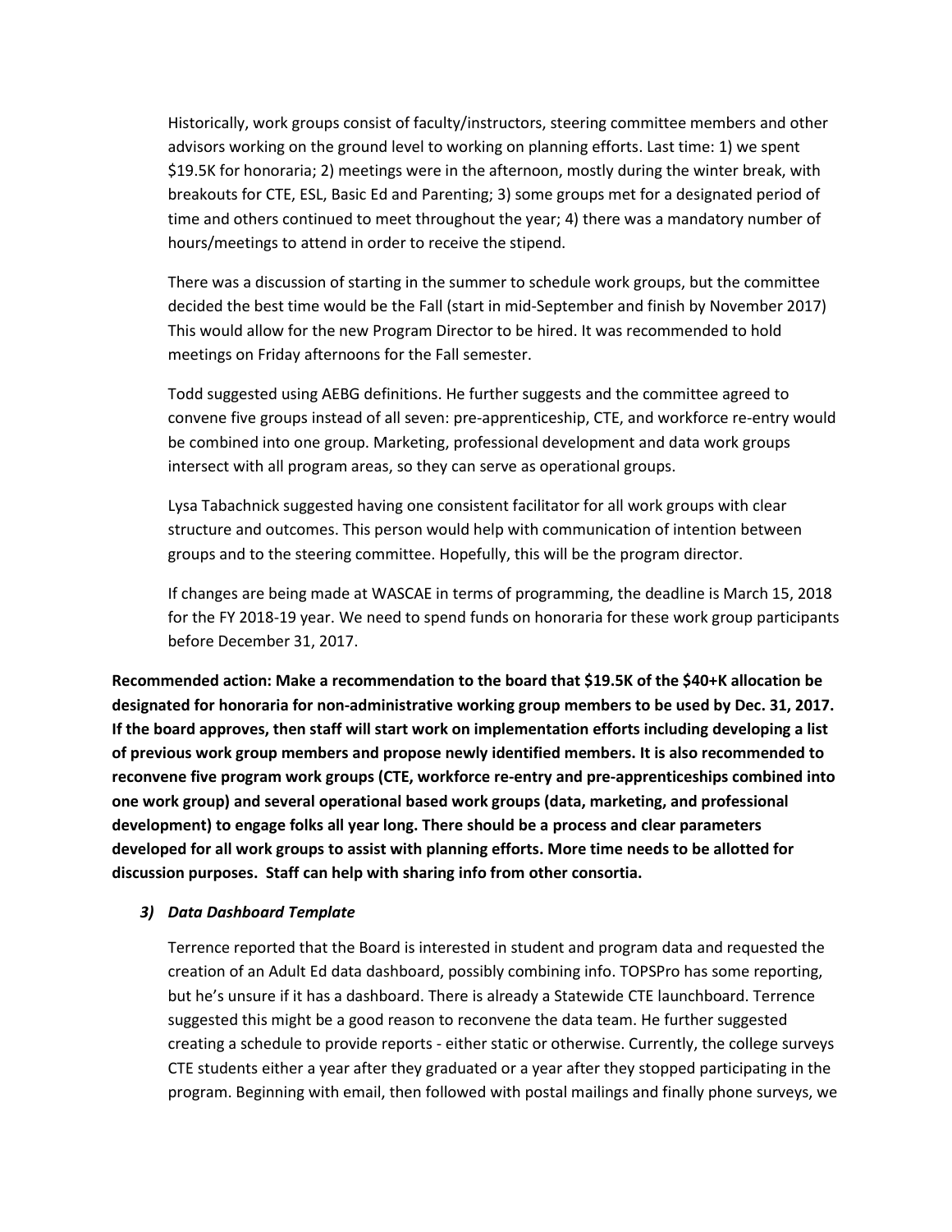Historically, work groups consist of faculty/instructors, steering committee members and other advisors working on the ground level to working on planning efforts. Last time: 1) we spent $19.5K for honoraria; 2) meetings were in the afternoon, mostly during the winter break, with breakouts for CTE, ESL, Basic Ed and Parenting; 3) some groups met for a designated period of time and others continued to meet throughout the year; 4) there was a mandatory number of hours/meetings to attend in order to receive the stipend.

There was a discussion of starting in the summer to schedule work groups, but the committee decided the best time would be the Fall (start in mid-September and finish by November 2017) This would allow for the new Program Director to be hired. It was recommended to hold meetings on Friday afternoons for the Fall semester.

Todd suggested using AEBG definitions. He further suggests and the committee agreed to convene five groups instead of all seven: pre-apprenticeship, CTE, and workforce re-entry would be combined into one group. Marketing, professional development and data work groups intersect with all program areas, so they can serve as operational groups.

Lysa Tabachnick suggested having one consistent facilitator for all work groups with clear structure and outcomes. This person would help with communication of intention between groups and to the steering committee. Hopefully, this will be the program director.

If changes are being made at WASCAE in terms of programming, the deadline is March 15, 2018 for the FY 2018-19 year. We need to spend funds on honoraria for these work group participants before December 31, 2017.

**Recommended action: Make a recommendation to the board that $19.5K of the $40+K allocation be designated for honoraria for non-administrative working group members to be used by Dec. 31, 2017. If the board approves, then staff will start work on implementation efforts including developing a list of previous work group members and propose newly identified members. It is also recommended to reconvene five program work groups (CTE, workforce re-entry and pre-apprenticeships combined into one work group) and several operational based work groups (data, marketing, and professional development) to engage folks all year long. There should be a process and clear parameters developed for all work groups to assist with planning efforts. More time needs to be allotted for discussion purposes. Staff can help with sharing info from other consortia.**

### *3) Data Dashboard Template*

Terrence reported that the Board is interested in student and program data and requested the creation of an Adult Ed data dashboard, possibly combining info. TOPSPro has some reporting, but he's unsure if it has a dashboard. There is already a Statewide CTE launchboard. Terrence suggested this might be a good reason to reconvene the data team. He further suggested creating a schedule to provide reports - either static or otherwise. Currently, the college surveys CTE students either a year after they graduated or a year after they stopped participating in the program. Beginning with email, then followed with postal mailings and finally phone surveys, we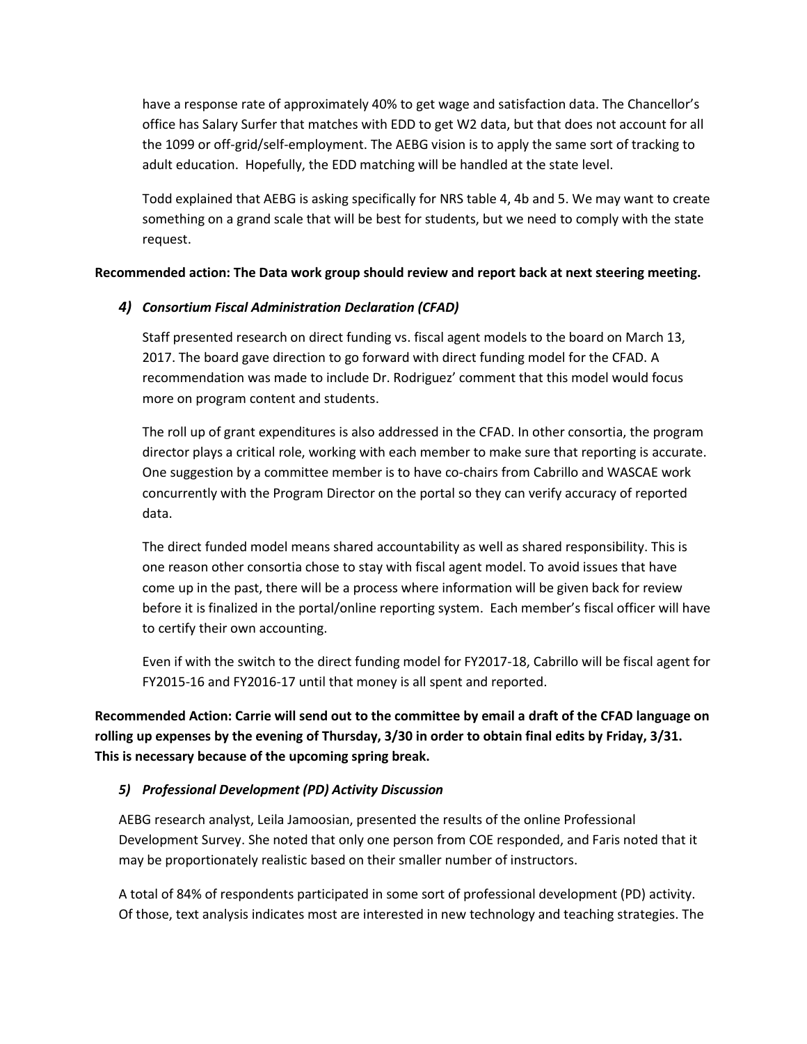have a response rate of approximately 40% to get wage and satisfaction data. The Chancellor's office has Salary Surfer that matches with EDD to get W2 data, but that does not account for all the 1099 or off-grid/self-employment. The AEBG vision is to apply the same sort of tracking to adult education. Hopefully, the EDD matching will be handled at the state level.

Todd explained that AEBG is asking specifically for NRS table 4, 4b and 5. We may want to create something on a grand scale that will be best for students, but we need to comply with the state request.

**Recommended action: The Data work group should review and report back at next steering meeting.**

### *4) Consortium Fiscal Administration Declaration (CFAD)*

Staff presented research on direct funding vs. fiscal agent models to the board on March 13, 2017. The board gave direction to go forward with direct funding model for the CFAD. A recommendation was made to include Dr. Rodriguez' comment that this model would focus more on program content and students.

The roll up of grant expenditures is also addressed in the CFAD. In other consortia, the program director plays a critical role, working with each member to make sure that reporting is accurate. One suggestion by a committee member is to have co-chairs from Cabrillo and WASCAE work concurrently with the Program Director on the portal so they can verify accuracy of reported data.

The direct funded model means shared accountability as well as shared responsibility. This is one reason other consortia chose to stay with fiscal agent model. To avoid issues that have come up in the past, there will be a process where information will be given back for review before it is finalized in the portal/online reporting system. Each member's fiscal officer will have to certify their own accounting.

Even if with the switch to the direct funding model for FY2017-18, Cabrillo will be fiscal agent for FY2015-16 and FY2016-17 until that money is all spent and reported.

**Recommended Action: Carrie will send out to the committee by email a draft of the CFAD language on rolling up expenses by the evening of Thursday, 3/30 in order to obtain final edits by Friday, 3/31. This is necessary because of the upcoming spring break.**

### *5) Professional Development (PD) Activity Discussion*

AEBG research analyst, Leila Jamoosian, presented the results of the online Professional Development Survey. She noted that only one person from COE responded, and Faris noted that it may be proportionately realistic based on their smaller number of instructors.

A total of 84% of respondents participated in some sort of professional development (PD) activity. Of those, text analysis indicates most are interested in new technology and teaching strategies. The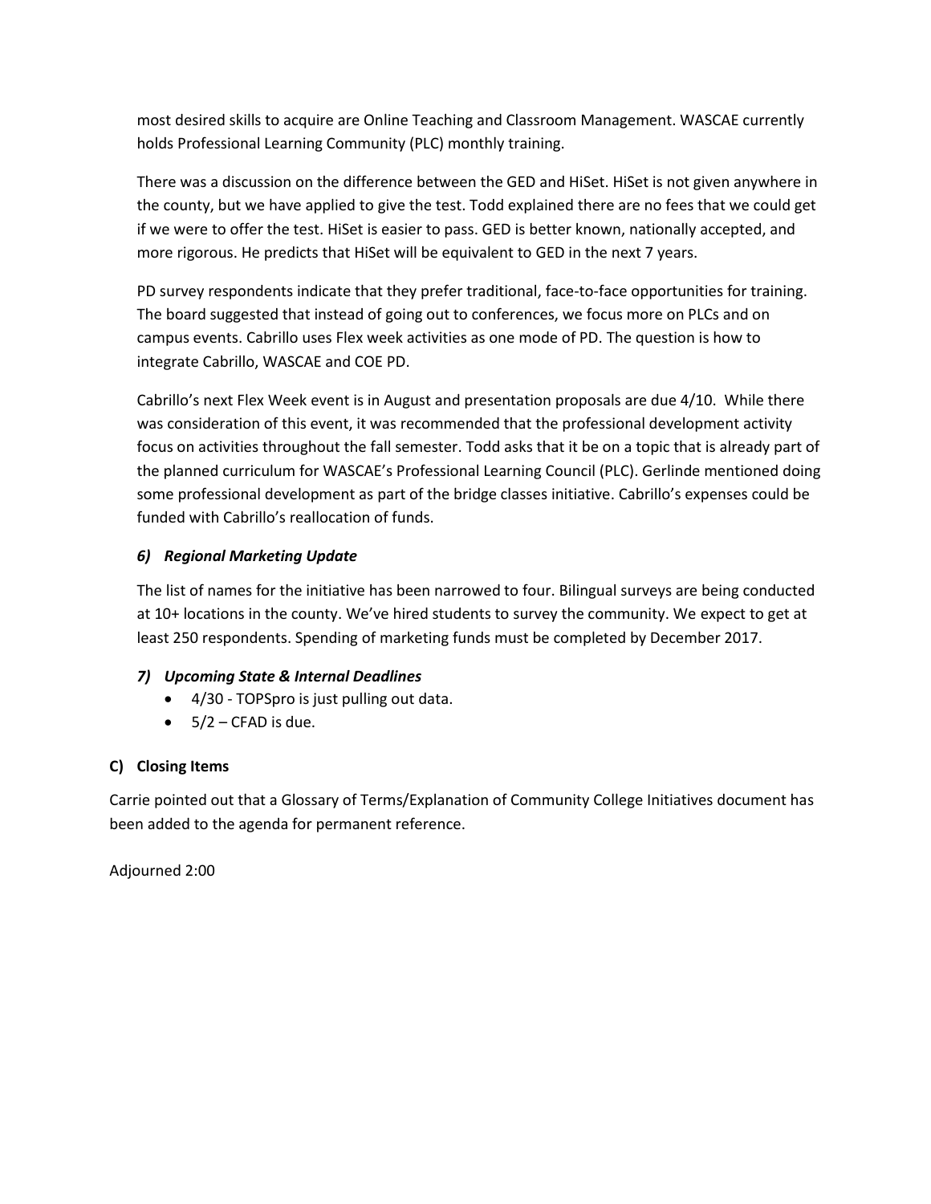most desired skills to acquire are Online Teaching and Classroom Management. WASCAE currently holds Professional Learning Community (PLC) monthly training.

There was a discussion on the difference between the GED and HiSet. HiSet is not given anywhere in the county, but we have applied to give the test. Todd explained there are no fees that we could get if we were to offer the test. HiSet is easier to pass. GED is better known, nationally accepted, and more rigorous. He predicts that HiSet will be equivalent to GED in the next 7 years.

PD survey respondents indicate that they prefer traditional, face-to-face opportunities for training. The board suggested that instead of going out to conferences, we focus more on PLCs and on campus events. Cabrillo uses Flex week activities as one mode of PD. The question is how to integrate Cabrillo, WASCAE and COE PD.

Cabrillo's next Flex Week event is in August and presentation proposals are due 4/10. While there was consideration of this event, it was recommended that the professional development activity focus on activities throughout the fall semester. Todd asks that it be on a topic that is already part of the planned curriculum for WASCAE's Professional Learning Council (PLC). Gerlinde mentioned doing some professional development as part of the bridge classes initiative. Cabrillo's expenses could be funded with Cabrillo's reallocation of funds.

### *6) Regional Marketing Update*

The list of names for the initiative has been narrowed to four. Bilingual surveys are being conducted at 10+ locations in the county. We've hired students to survey the community. We expect to get at least 250 respondents. Spending of marketing funds must be completed by December 2017.

### *7) Upcoming State & Internal Deadlines*

- 4/30 - TOPSpro is just pulling out data.
- 5/2 – CFAD is due.

## C) Closing Items

Carrie pointed out that a Glossary of Terms/Explanation of Community College Initiatives document has been added to the agenda for permanent reference.

Adjourned 2:00